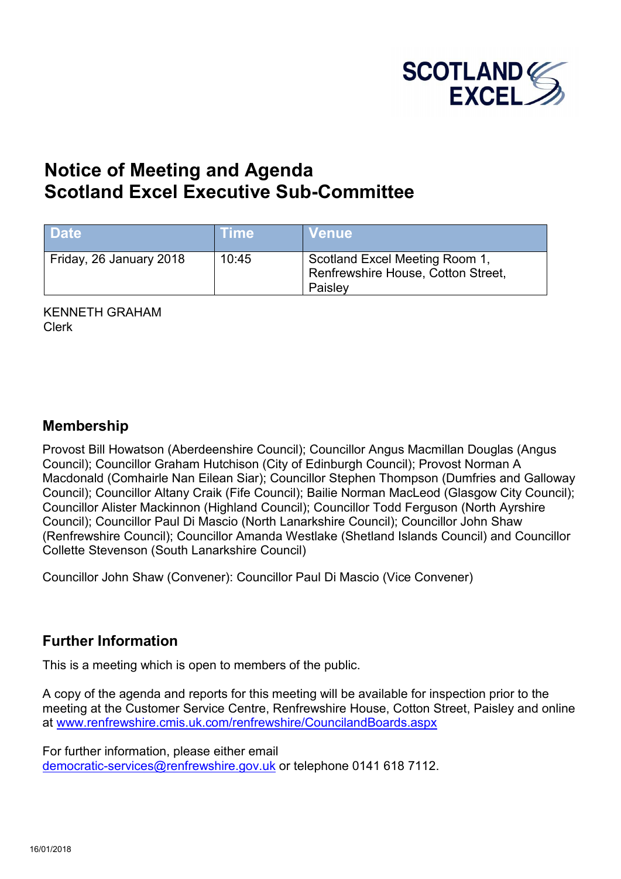SCOTLAND EXCEL

# Notice of Meeting and Agenda
# Scotland Excel Executive Sub-Committee

| Date | Time | Venue |
|---|---|---|
| Friday, 26 January 2018 | 10:45 | Scotland Excel Meeting Room 1, Renfrewshire House, Cotton Street, Paisley |

KENNETH GRAHAM
Clerk

## Membership

Provost Bill Howatson (Aberdeenshire Council); Councillor Angus Macmillan Douglas (Angus Council); Councillor Graham Hutchison (City of Edinburgh Council); Provost Norman A Macdonald (Comhairle Nan Eilean Siar); Councillor Stephen Thompson (Dumfries and Galloway Council); Councillor Altany Craik (Fife Council); Bailie Norman MacLeod (Glasgow City Council); Councillor Alister Mackinnon (Highland Council); Councillor Todd Ferguson (North Ayrshire Council); Councillor Paul Di Mascio (North Lanarkshire Council); Councillor John Shaw (Renfrewshire Council); Councillor Amanda Westlake (Shetland Islands Council) and Councillor Collette Stevenson (South Lanarkshire Council)

Councillor John Shaw (Convener): Councillor Paul Di Mascio (Vice Convener)

## Further Information

This is a meeting which is open to members of the public.

A copy of the agenda and reports for this meeting will be available for inspection prior to the meeting at the Customer Service Centre, Renfrewshire House, Cotton Street, Paisley and online at www.renfrewshire.cmis.uk.com/renfrewshire/CouncilandBoards.aspx

For further information, please either email democratic-services@renfrewshire.gov.uk or telephone 0141 618 7112.

16/01/2018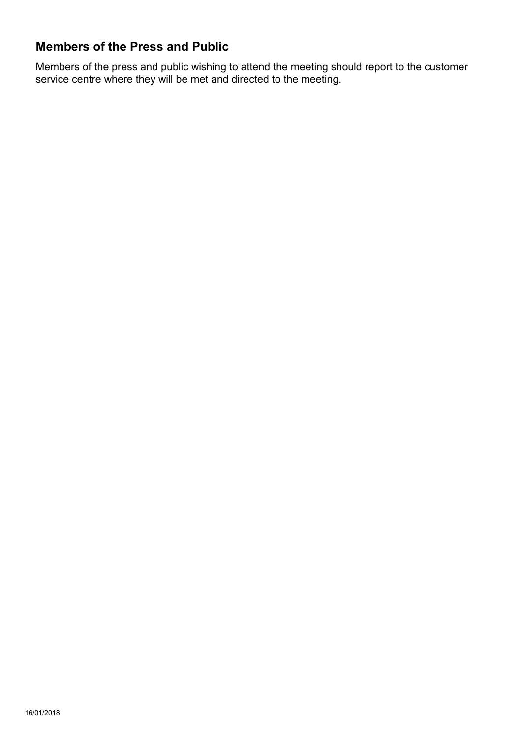## Members of the Press and Public

Members of the press and public wishing to attend the meeting should report to the customer service centre where they will be met and directed to the meeting.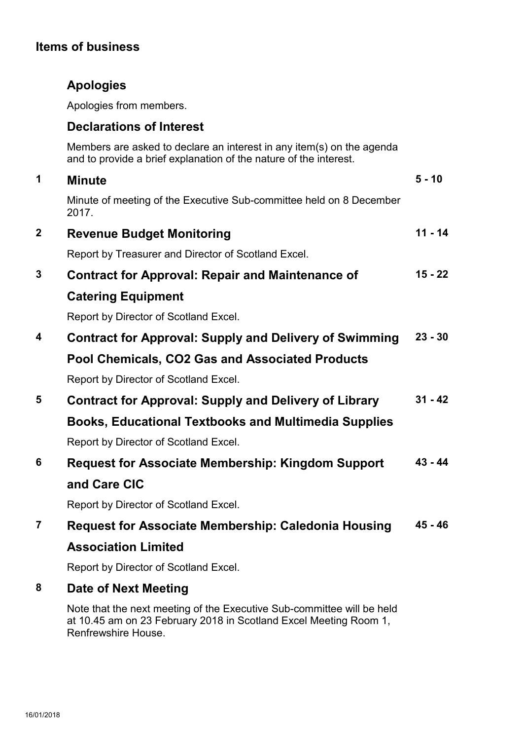## Items of business

### Apologies

Apologies from members.

### Declarations of Interest

Members are asked to declare an interest in any item(s) on the agenda and to provide a brief explanation of the nature of the interest.

### 1 Minute — 5 - 10

Minute of meeting of the Executive Sub-committee held on 8 December 2017.

### 2 Revenue Budget Monitoring — 11 - 14

Report by Treasurer and Director of Scotland Excel.

### 3 Contract for Approval: Repair and Maintenance of Catering Equipment — 15 - 22

Report by Director of Scotland Excel.

### 4 Contract for Approval: Supply and Delivery of Swimming Pool Chemicals, CO2 Gas and Associated Products — 23 - 30

Report by Director of Scotland Excel.

### 5 Contract for Approval: Supply and Delivery of Library Books, Educational Textbooks and Multimedia Supplies — 31 - 42

Report by Director of Scotland Excel.

### 6 Request for Associate Membership: Kingdom Support and Care CIC — 43 - 44

Report by Director of Scotland Excel.

### 7 Request for Associate Membership: Caledonia Housing Association Limited — 45 - 46

Report by Director of Scotland Excel.

### 8 Date of Next Meeting

Note that the next meeting of the Executive Sub-committee will be held at 10.45 am on 23 February 2018 in Scotland Excel Meeting Room 1, Renfrewshire House.

16/01/2018